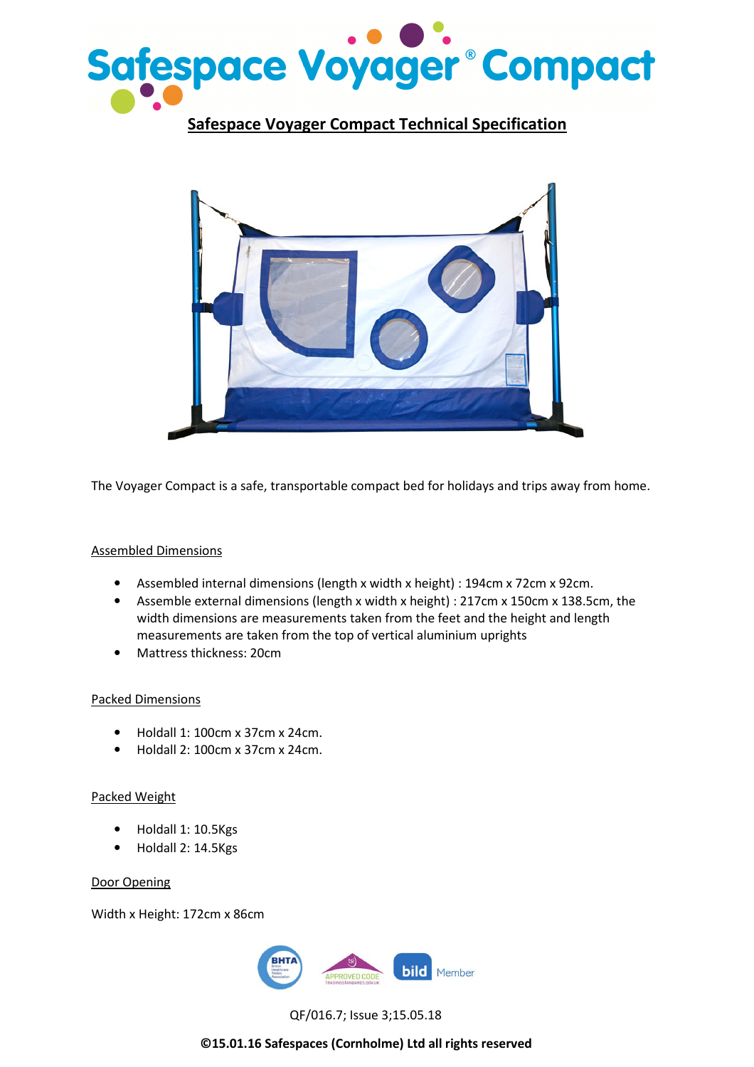# Safespace Voyager® Compact

## Safespace Voyager Compact Technical Specification

The Voyager Compact is a safe, transportable compact bed for holidays and trips away from home.

### Assembled Dimensions

- Assembled internal dimensions (length x width x height) : 194cm x 72cm x 92cm.
- Assemble external dimensions (length x width x height) : 217cm x 150cm x 138.5cm, the width dimensions are measurements taken from the feet and the height and length measurements are taken from the top of vertical aluminium uprights
- Mattress thickness: 20cm

### Packed Dimensions

- Holdall 1: 100cm x 37cm x 24cm.
- Holdall 2: 100cm x 37cm x 24cm.

### Packed Weight

- Holdall 1: 10.5Kgs
- Holdall 2: 14.5Kgs

### Door Opening

Width x Height: 172cm x 86cm

QF/016.7; Issue 3;15.05.18

**©15.01.16 Safespaces (Cornholme) Ltd all rights reserved**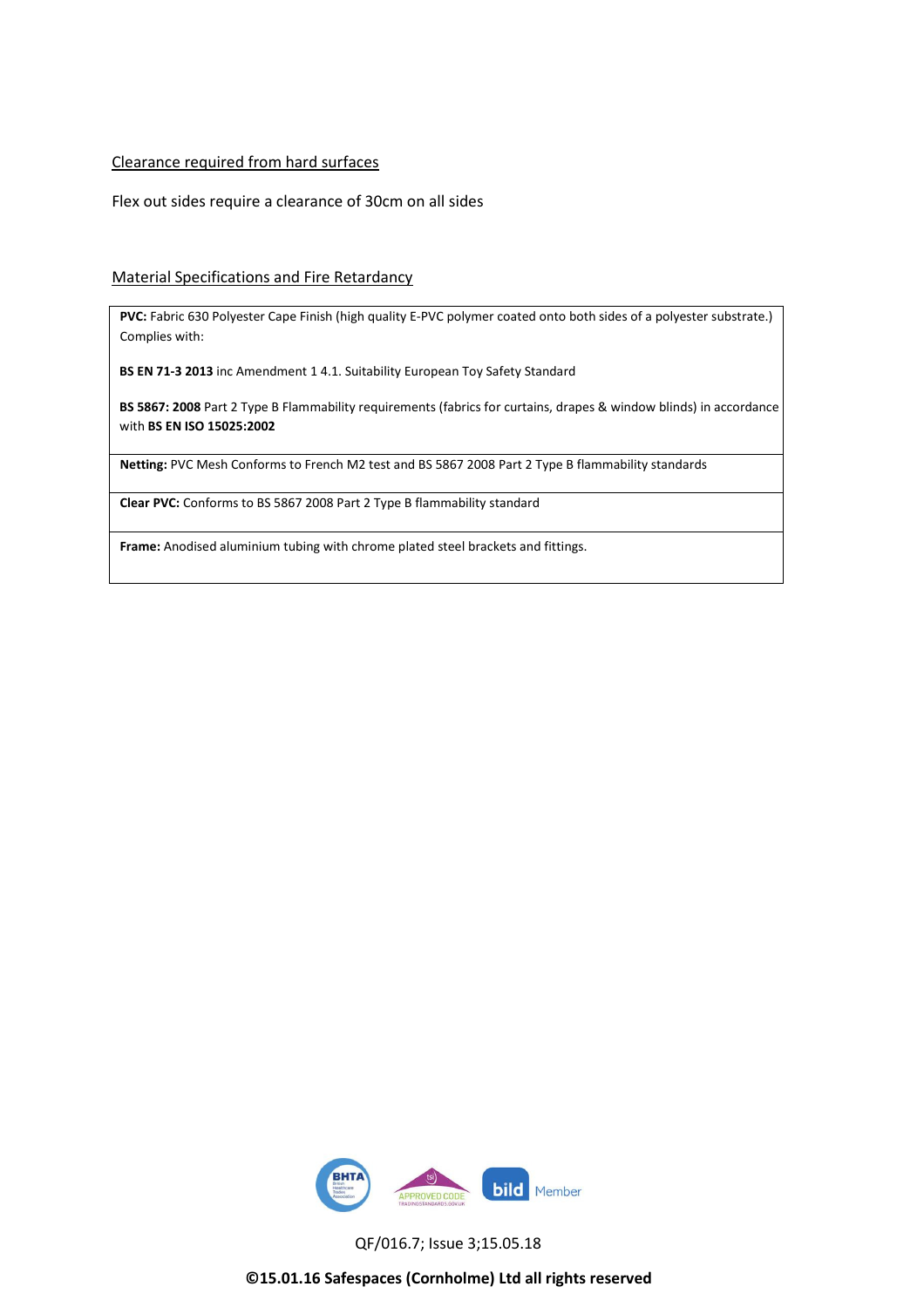## Clearance required from hard surfaces

Flex out sides require a clearance of 30cm on all sides

## Material Specifications and Fire Retardancy

| |
|---|
| **PVC:** Fabric 630 Polyester Cape Finish (high quality E-PVC polymer coated onto both sides of a polyester substrate.) Complies with:<br><br>**BS EN 71-3 2013** inc Amendment 1 4.1. Suitability European Toy Safety Standard<br><br>**BS 5867: 2008** Part 2 Type B Flammability requirements (fabrics for curtains, drapes & window blinds) in accordance with **BS EN ISO 15025:2002** |
| **Netting:** PVC Mesh Conforms to French M2 test and BS 5867 2008 Part 2 Type B flammability standards |
| **Clear PVC:** Conforms to BS 5867 2008 Part 2 Type B flammability standard |
| **Frame:** Anodised aluminium tubing with chrome plated steel brackets and fittings. |

BHTA British Healthcare Trades Association | APPROVED CODE TRADINGSTANDARDS.GOV.UK | bild Member

QF/016.7; Issue 3;15.05.18

**©15.01.16 Safespaces (Cornholme) Ltd all rights reserved**